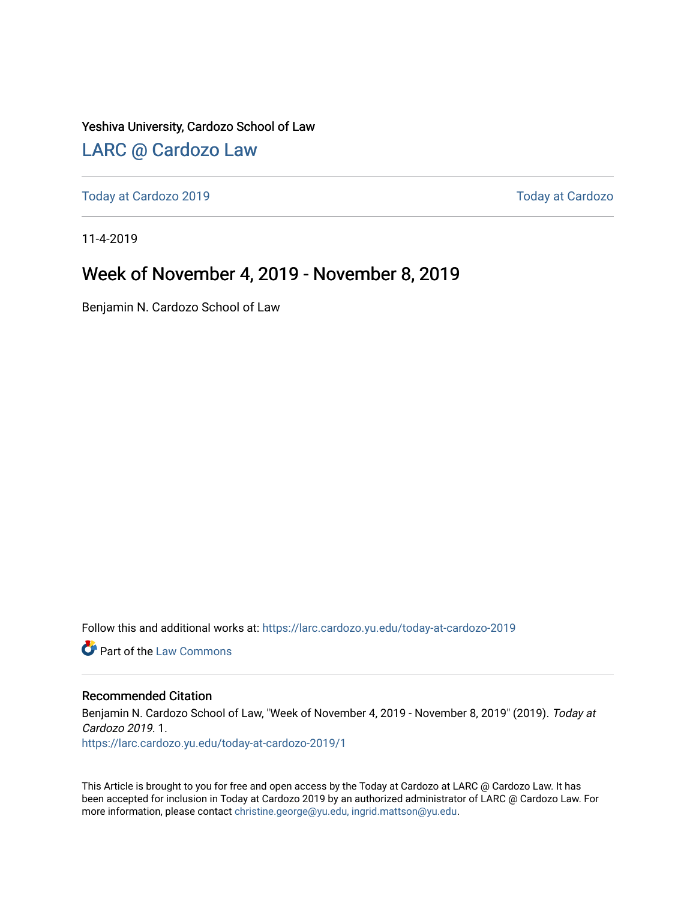Yeshiva University, Cardozo School of Law

## LARC @ Cardozo Law

Today at Cardozo 2019 | Today at Cardozo

11-4-2019

# Week of November 4, 2019 - November 8, 2019

Benjamin N. Cardozo School of Law

Follow this and additional works at: https://larc.cardozo.yu.edu/today-at-cardozo-2019

Part of the Law Commons

### Recommended Citation

Benjamin N. Cardozo School of Law, "Week of November 4, 2019 - November 8, 2019" (2019). *Today at Cardozo 2019*. 1.
https://larc.cardozo.yu.edu/today-at-cardozo-2019/1

This Article is brought to you for free and open access by the Today at Cardozo at LARC @ Cardozo Law. It has been accepted for inclusion in Today at Cardozo 2019 by an authorized administrator of LARC @ Cardozo Law. For more information, please contact christine.george@yu.edu, ingrid.mattson@yu.edu.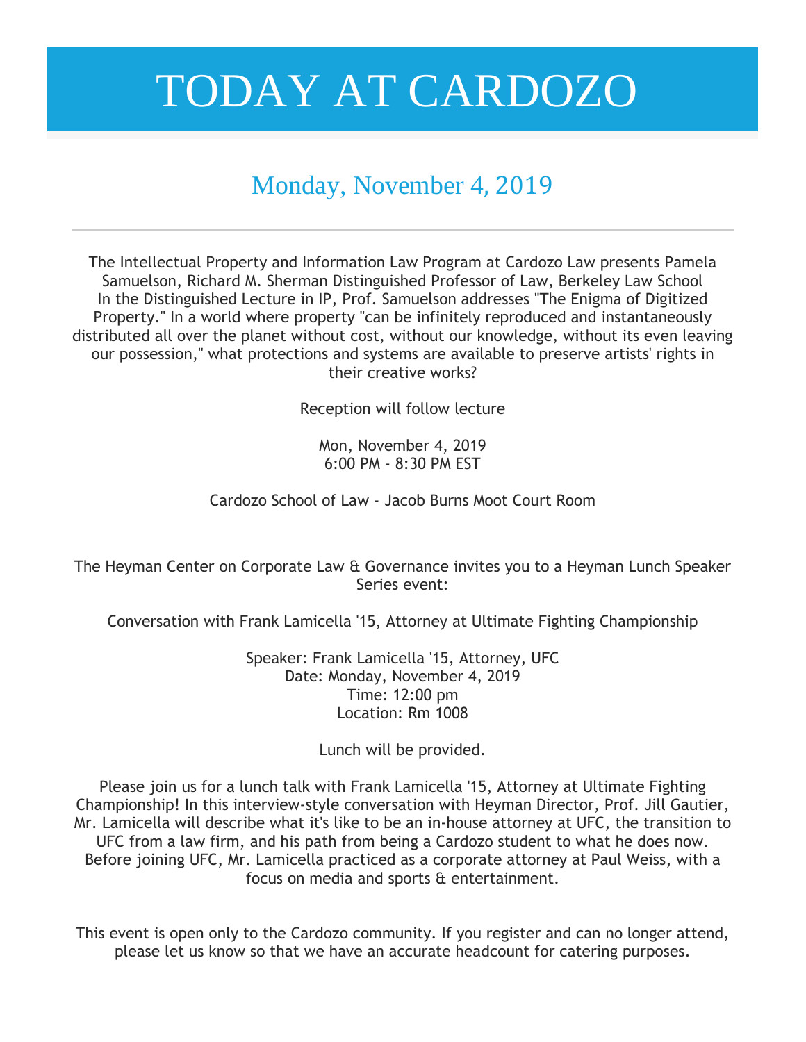# TODAY AT CARDOZO

## Monday, November 4, 2019

---

The Intellectual Property and Information Law Program at Cardozo Law presents Pamela Samuelson, Richard M. Sherman Distinguished Professor of Law, Berkeley Law School
In the Distinguished Lecture in IP, Prof. Samuelson addresses "The Enigma of Digitized Property." In a world where property "can be infinitely reproduced and instantaneously distributed all over the planet without cost, without our knowledge, without its even leaving our possession," what protections and systems are available to preserve artists' rights in their creative works?

Reception will follow lecture

Mon, November 4, 2019
6:00 PM - 8:30 PM EST

Cardozo School of Law - Jacob Burns Moot Court Room

---

The Heyman Center on Corporate Law & Governance invites you to a Heyman Lunch Speaker Series event:

Conversation with Frank Lamicella '15, Attorney at Ultimate Fighting Championship

Speaker: Frank Lamicella '15, Attorney, UFC
Date: Monday, November 4, 2019
Time: 12:00 pm
Location: Rm 1008

Lunch will be provided.

Please join us for a lunch talk with Frank Lamicella '15, Attorney at Ultimate Fighting Championship! In this interview-style conversation with Heyman Director, Prof. Jill Gautier, Mr. Lamicella will describe what it's like to be an in-house attorney at UFC, the transition to UFC from a law firm, and his path from being a Cardozo student to what he does now. Before joining UFC, Mr. Lamicella practiced as a corporate attorney at Paul Weiss, with a focus on media and sports & entertainment.

This event is open only to the Cardozo community. If you register and can no longer attend, please let us know so that we have an accurate headcount for catering purposes.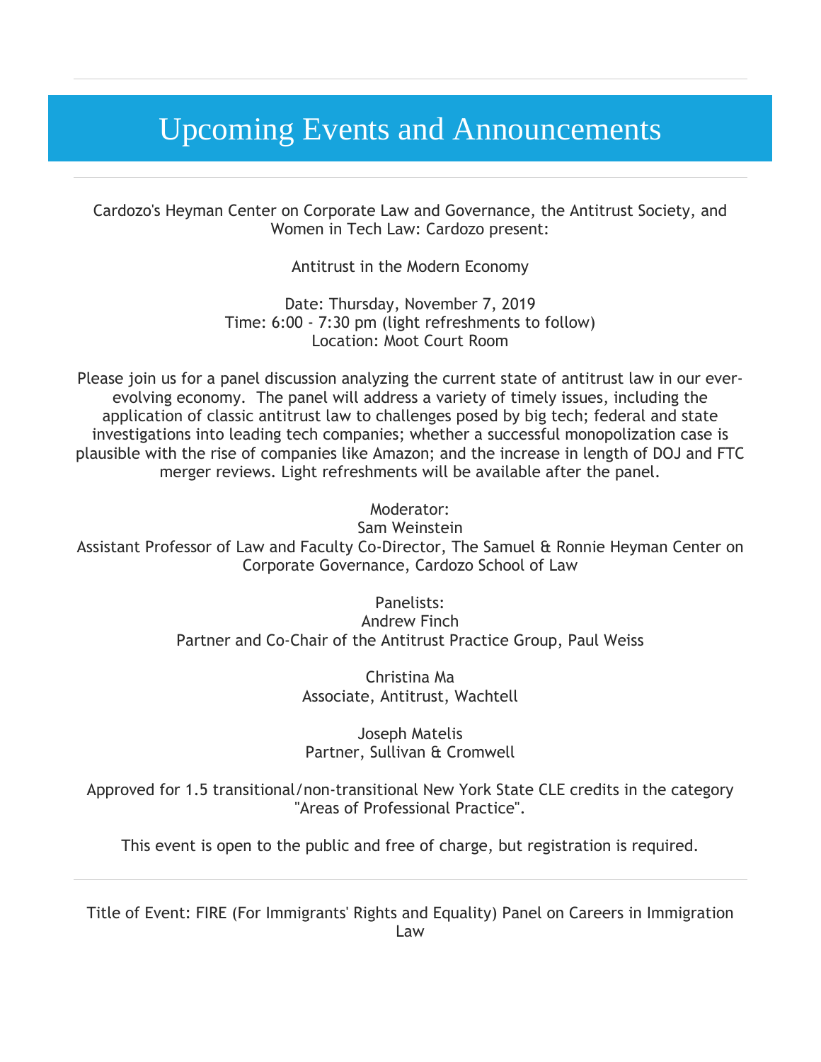# Upcoming Events and Announcements

---

Cardozo's Heyman Center on Corporate Law and Governance, the Antitrust Society, and Women in Tech Law: Cardozo present:

Antitrust in the Modern Economy

Date: Thursday, November 7, 2019
Time: 6:00 - 7:30 pm (light refreshments to follow)
Location: Moot Court Room

Please join us for a panel discussion analyzing the current state of antitrust law in our ever-evolving economy. The panel will address a variety of timely issues, including the application of classic antitrust law to challenges posed by big tech; federal and state investigations into leading tech companies; whether a successful monopolization case is plausible with the rise of companies like Amazon; and the increase in length of DOJ and FTC merger reviews. Light refreshments will be available after the panel.

Moderator:
Sam Weinstein
Assistant Professor of Law and Faculty Co-Director, The Samuel & Ronnie Heyman Center on Corporate Governance, Cardozo School of Law

Panelists:
Andrew Finch
Partner and Co-Chair of the Antitrust Practice Group, Paul Weiss

Christina Ma
Associate, Antitrust, Wachtell

Joseph Matelis
Partner, Sullivan & Cromwell

Approved for 1.5 transitional/non-transitional New York State CLE credits in the category "Areas of Professional Practice".

This event is open to the public and free of charge, but registration is required.

---

Title of Event: FIRE (For Immigrants' Rights and Equality) Panel on Careers in Immigration Law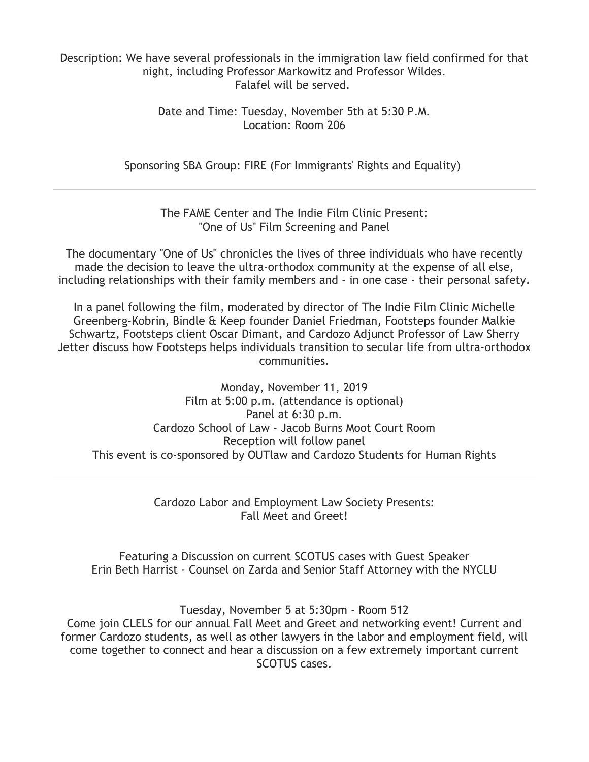Description: We have several professionals in the immigration law field confirmed for that night, including Professor Markowitz and Professor Wildes.
Falafel will be served.

Date and Time: Tuesday, November 5th at 5:30 P.M.
Location: Room 206

Sponsoring SBA Group: FIRE (For Immigrants' Rights and Equality)

---

The FAME Center and The Indie Film Clinic Present:
"One of Us" Film Screening and Panel

The documentary "One of Us" chronicles the lives of three individuals who have recently made the decision to leave the ultra-orthodox community at the expense of all else, including relationships with their family members and - in one case - their personal safety.

In a panel following the film, moderated by director of The Indie Film Clinic Michelle Greenberg-Kobrin, Bindle & Keep founder Daniel Friedman, Footsteps founder Malkie Schwartz, Footsteps client Oscar Dimant, and Cardozo Adjunct Professor of Law Sherry Jetter discuss how Footsteps helps individuals transition to secular life from ultra-orthodox communities.

Monday, November 11, 2019
Film at 5:00 p.m. (attendance is optional)
Panel at 6:30 p.m.
Cardozo School of Law - Jacob Burns Moot Court Room
Reception will follow panel
This event is co-sponsored by OUTlaw and Cardozo Students for Human Rights

---

Cardozo Labor and Employment Law Society Presents:
Fall Meet and Greet!

Featuring a Discussion on current SCOTUS cases with Guest Speaker
Erin Beth Harrist - Counsel on Zarda and Senior Staff Attorney with the NYCLU

Tuesday, November 5 at 5:30pm - Room 512
Come join CLELS for our annual Fall Meet and Greet and networking event! Current and former Cardozo students, as well as other lawyers in the labor and employment field, will come together to connect and hear a discussion on a few extremely important current SCOTUS cases.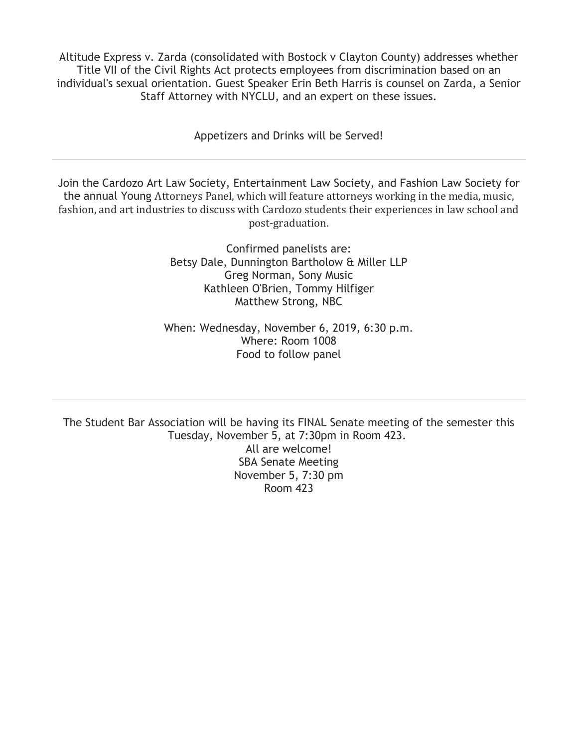Altitude Express v. Zarda (consolidated with Bostock v Clayton County) addresses whether Title VII of the Civil Rights Act protects employees from discrimination based on an individual's sexual orientation. Guest Speaker Erin Beth Harris is counsel on Zarda, a Senior Staff Attorney with NYCLU, and an expert on these issues.

Appetizers and Drinks will be Served!

---

Join the Cardozo Art Law Society, Entertainment Law Society, and Fashion Law Society for the annual Young Attorneys Panel, which will feature attorneys working in the media, music, fashion, and art industries to discuss with Cardozo students their experiences in law school and post-graduation.

Confirmed panelists are:
Betsy Dale, Dunnington Bartholow & Miller LLP
Greg Norman, Sony Music
Kathleen O'Brien, Tommy Hilfiger
Matthew Strong, NBC

When: Wednesday, November 6, 2019, 6:30 p.m.
Where: Room 1008
Food to follow panel

---

The Student Bar Association will be having its FINAL Senate meeting of the semester this Tuesday, November 5, at 7:30pm in Room 423.
All are welcome!
SBA Senate Meeting
November 5, 7:30 pm
Room 423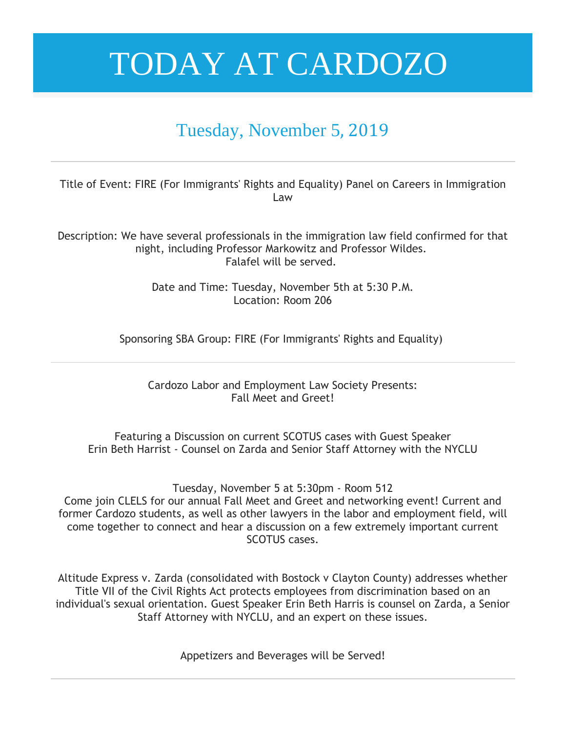# TODAY AT CARDOZO

## Tuesday, November 5, 2019

---

Title of Event: FIRE (For Immigrants' Rights and Equality) Panel on Careers in Immigration Law

Description: We have several professionals in the immigration law field confirmed for that night, including Professor Markowitz and Professor Wildes.
Falafel will be served.

Date and Time: Tuesday, November 5th at 5:30 P.M.
Location: Room 206

Sponsoring SBA Group: FIRE (For Immigrants' Rights and Equality)

---

Cardozo Labor and Employment Law Society Presents:
Fall Meet and Greet!

Featuring a Discussion on current SCOTUS cases with Guest Speaker
Erin Beth Harrist - Counsel on Zarda and Senior Staff Attorney with the NYCLU

Tuesday, November 5 at 5:30pm - Room 512
Come join CLELS for our annual Fall Meet and Greet and networking event! Current and former Cardozo students, as well as other lawyers in the labor and employment field, will come together to connect and hear a discussion on a few extremely important current SCOTUS cases.

Altitude Express v. Zarda (consolidated with Bostock v Clayton County) addresses whether Title VII of the Civil Rights Act protects employees from discrimination based on an individual's sexual orientation. Guest Speaker Erin Beth Harris is counsel on Zarda, a Senior Staff Attorney with NYCLU, and an expert on these issues.

Appetizers and Beverages will be Served!

---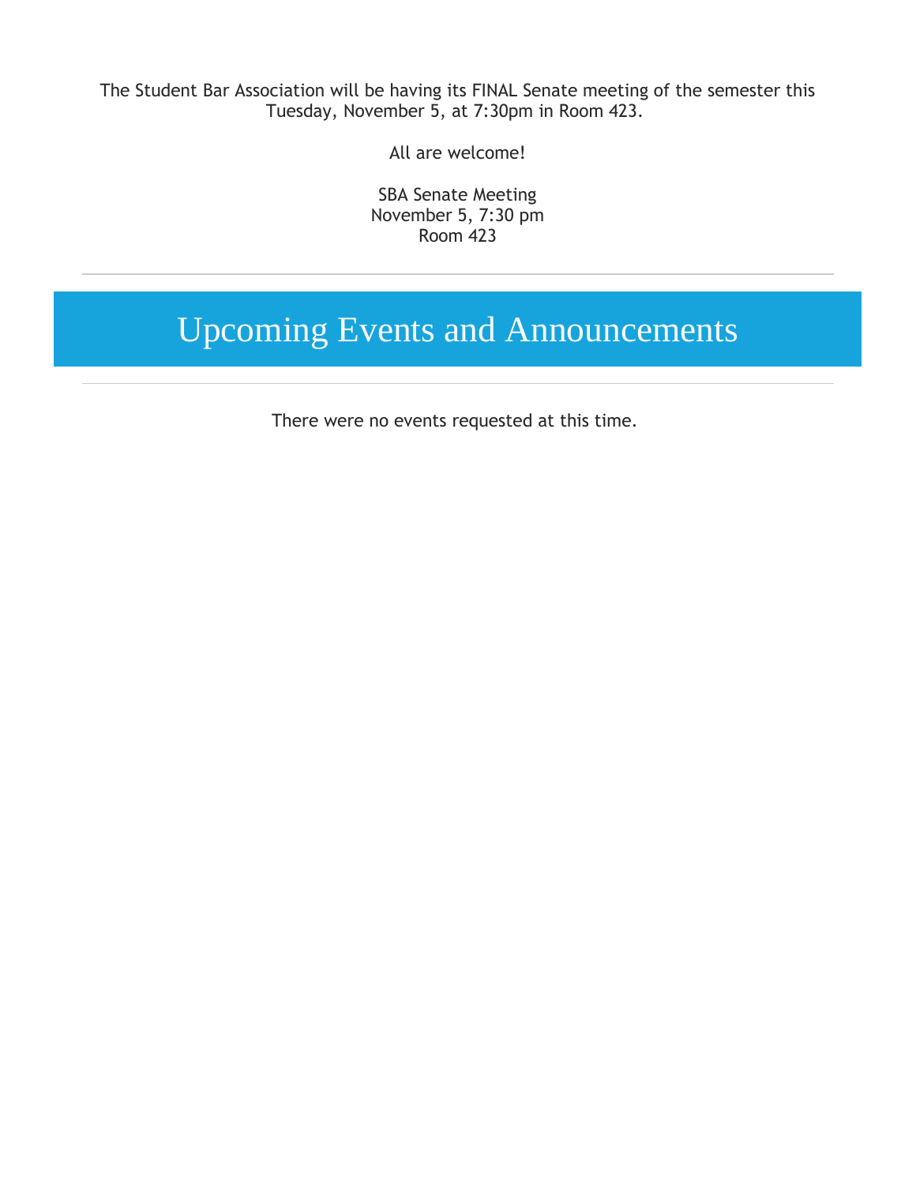The Student Bar Association will be having its FINAL Senate meeting of the semester this Tuesday, November 5, at 7:30pm in Room 423.

All are welcome!

SBA Senate Meeting
November 5, 7:30 pm
Room 423

---

# Upcoming Events and Announcements

---

There were no events requested at this time.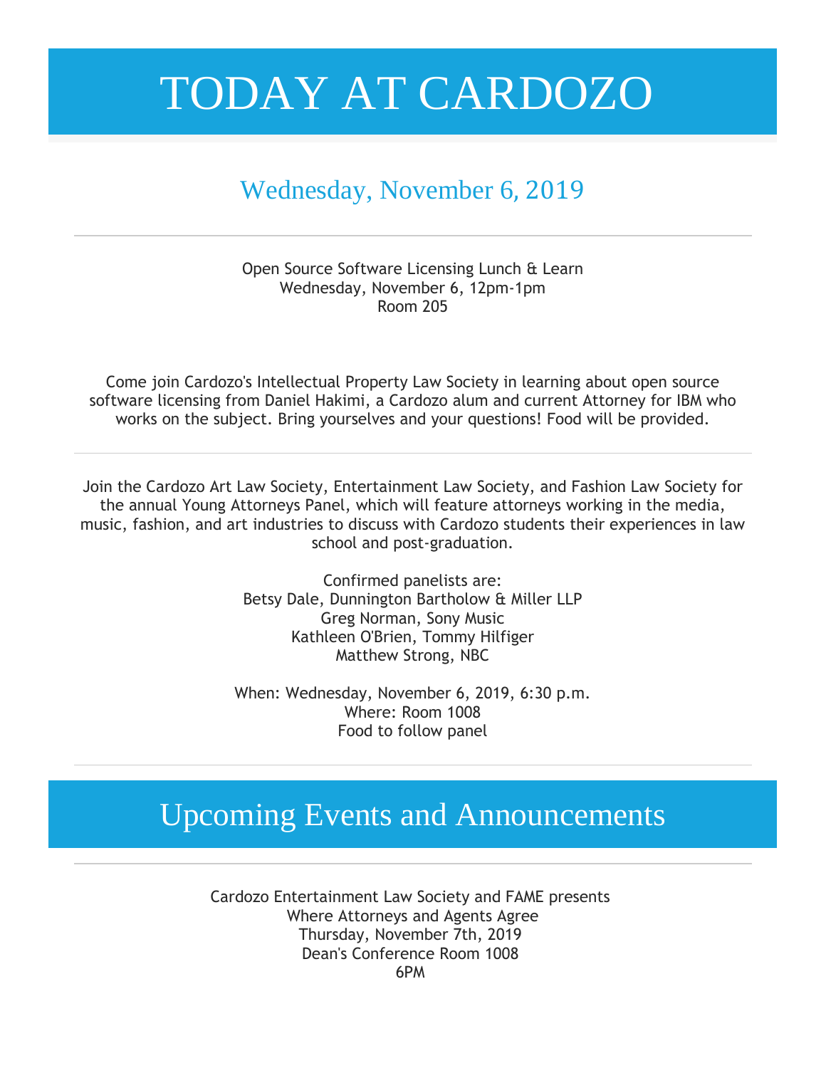# TODAY AT CARDOZO

## Wednesday, November 6, 2019

---

Open Source Software Licensing Lunch & Learn
Wednesday, November 6, 12pm-1pm
Room 205

Come join Cardozo's Intellectual Property Law Society in learning about open source software licensing from Daniel Hakimi, a Cardozo alum and current Attorney for IBM who works on the subject. Bring yourselves and your questions! Food will be provided.

---

Join the Cardozo Art Law Society, Entertainment Law Society, and Fashion Law Society for the annual Young Attorneys Panel, which will feature attorneys working in the media, music, fashion, and art industries to discuss with Cardozo students their experiences in law school and post-graduation.

Confirmed panelists are:
Betsy Dale, Dunnington Bartholow & Miller LLP
Greg Norman, Sony Music
Kathleen O'Brien, Tommy Hilfiger
Matthew Strong, NBC

When: Wednesday, November 6, 2019, 6:30 p.m.
Where: Room 1008
Food to follow panel

---

## Upcoming Events and Announcements

---

Cardozo Entertainment Law Society and FAME presents
Where Attorneys and Agents Agree
Thursday, November 7th, 2019
Dean's Conference Room 1008
6PM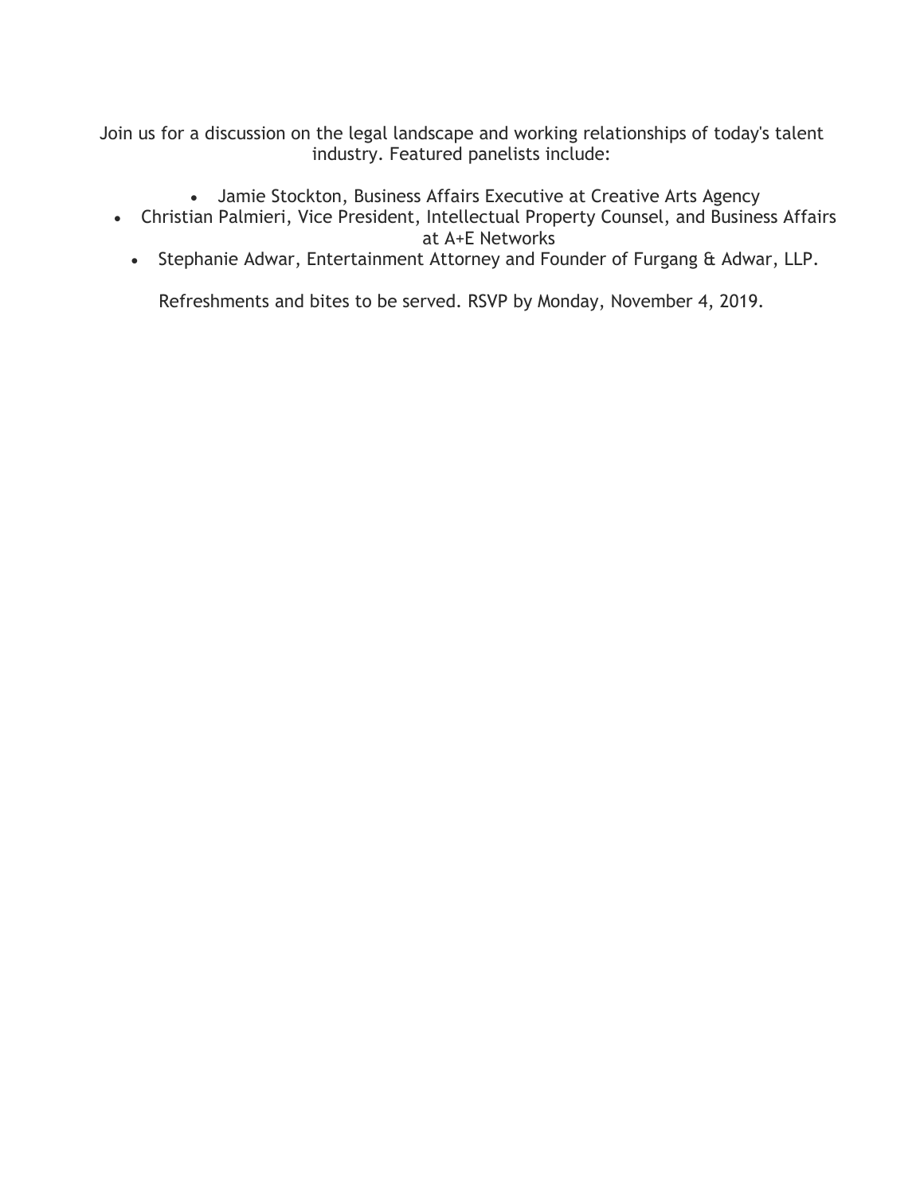Join us for a discussion on the legal landscape and working relationships of today's talent industry. Featured panelists include:

- Jamie Stockton, Business Affairs Executive at Creative Arts Agency
- Christian Palmieri, Vice President, Intellectual Property Counsel, and Business Affairs at A+E Networks
- Stephanie Adwar, Entertainment Attorney and Founder of Furgang & Adwar, LLP.

Refreshments and bites to be served. RSVP by Monday, November 4, 2019.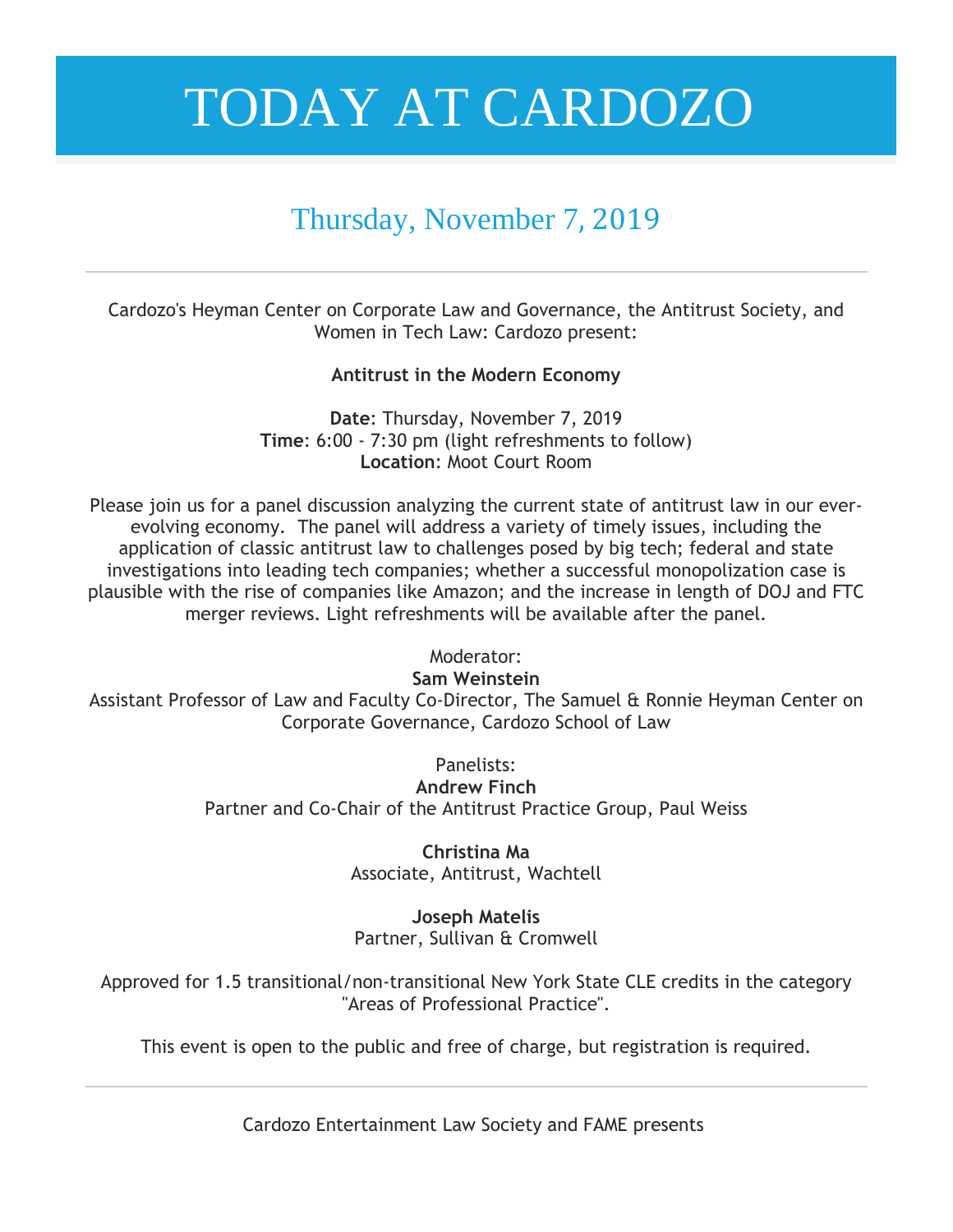# TODAY AT CARDOZO

## Thursday, November 7, 2019

---

Cardozo's Heyman Center on Corporate Law and Governance, the Antitrust Society, and Women in Tech Law: Cardozo present:

**Antitrust in the Modern Economy**

**Date**: Thursday, November 7, 2019
**Time**: 6:00 - 7:30 pm (light refreshments to follow)
**Location**: Moot Court Room

Please join us for a panel discussion analyzing the current state of antitrust law in our ever-evolving economy. The panel will address a variety of timely issues, including the application of classic antitrust law to challenges posed by big tech; federal and state investigations into leading tech companies; whether a successful monopolization case is plausible with the rise of companies like Amazon; and the increase in length of DOJ and FTC merger reviews. Light refreshments will be available after the panel.

Moderator:
**Sam Weinstein**
Assistant Professor of Law and Faculty Co-Director, The Samuel & Ronnie Heyman Center on Corporate Governance, Cardozo School of Law

Panelists:
**Andrew Finch**
Partner and Co-Chair of the Antitrust Practice Group, Paul Weiss

**Christina Ma**
Associate, Antitrust, Wachtell

**Joseph Matelis**
Partner, Sullivan & Cromwell

Approved for 1.5 transitional/non-transitional New York State CLE credits in the category "Areas of Professional Practice".

This event is open to the public and free of charge, but registration is required.

---

Cardozo Entertainment Law Society and FAME presents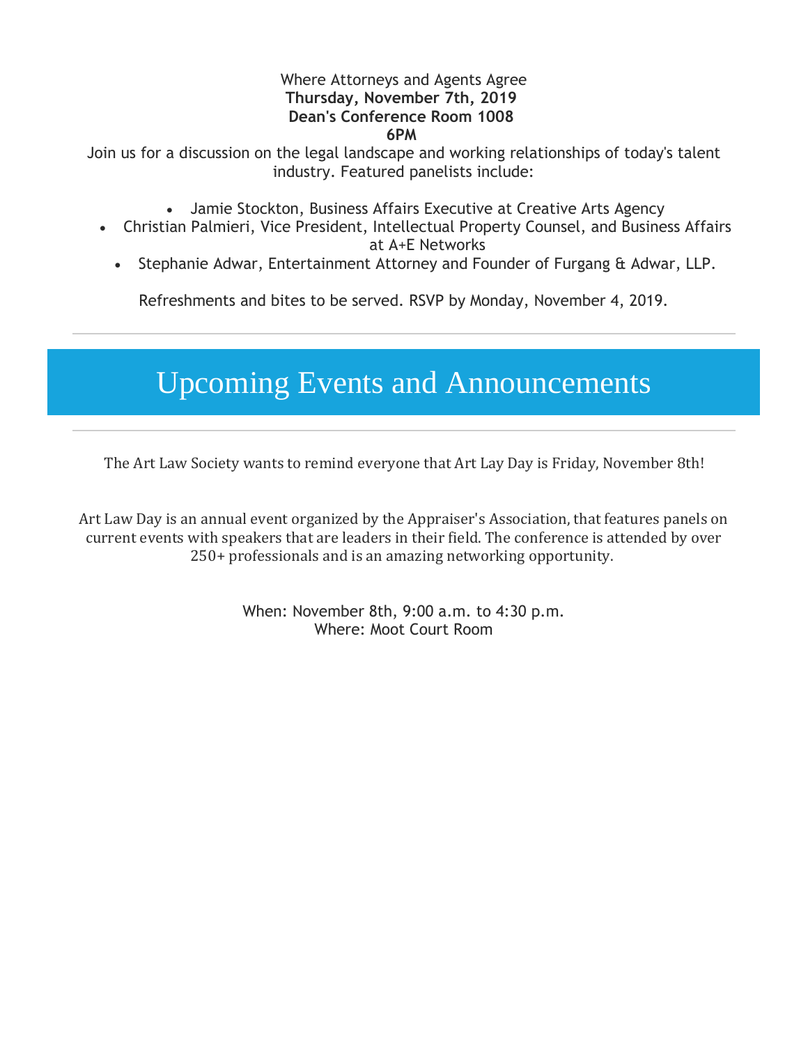Where Attorneys and Agents Agree
**Thursday, November 7th, 2019**
**Dean's Conference Room 1008**
**6PM**

Join us for a discussion on the legal landscape and working relationships of today's talent industry. Featured panelists include:

- Jamie Stockton, Business Affairs Executive at Creative Arts Agency
- Christian Palmieri, Vice President, Intellectual Property Counsel, and Business Affairs at A+E Networks
- Stephanie Adwar, Entertainment Attorney and Founder of Furgang & Adwar, LLP.

Refreshments and bites to be served. RSVP by Monday, November 4, 2019.

---

# Upcoming Events and Announcements

---

The Art Law Society wants to remind everyone that Art Lay Day is Friday, November 8th!

Art Law Day is an annual event organized by the Appraiser's Association, that features panels on current events with speakers that are leaders in their field. The conference is attended by over 250+ professionals and is an amazing networking opportunity.

When: November 8th, 9:00 a.m. to 4:30 p.m.
Where: Moot Court Room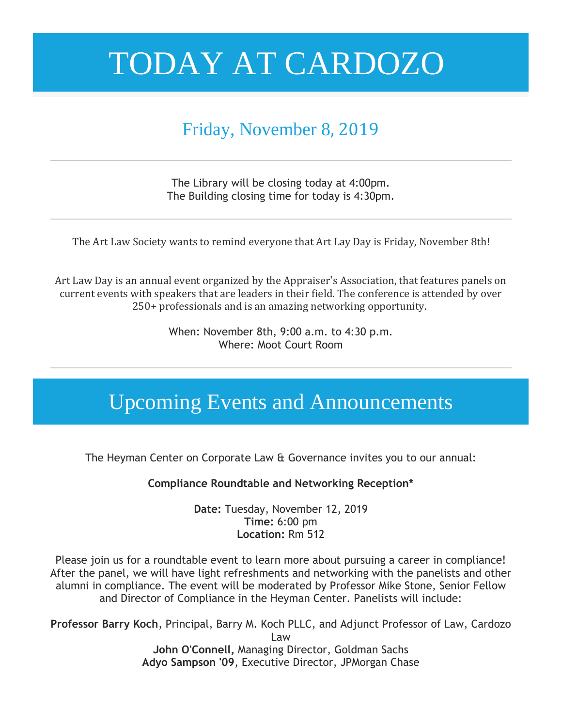# TODAY AT CARDOZO

## Friday, November 8, 2019

---

The Library will be closing today at 4:00pm.
The Building closing time for today is 4:30pm.

---

The Art Law Society wants to remind everyone that Art Lay Day is Friday, November 8th!

Art Law Day is an annual event organized by the Appraiser's Association, that features panels on current events with speakers that are leaders in their field. The conference is attended by over 250+ professionals and is an amazing networking opportunity.

When: November 8th, 9:00 a.m. to 4:30 p.m.
Where: Moot Court Room

---

# Upcoming Events and Announcements

---

The Heyman Center on Corporate Law & Governance invites you to our annual:

**Compliance Roundtable and Networking Reception***

**Date:** Tuesday, November 12, 2019
**Time:** 6:00 pm
**Location:** Rm 512

Please join us for a roundtable event to learn more about pursuing a career in compliance! After the panel, we will have light refreshments and networking with the panelists and other alumni in compliance. The event will be moderated by Professor Mike Stone, Senior Fellow and Director of Compliance in the Heyman Center. Panelists will include:

**Professor Barry Koch**, Principal, Barry M. Koch PLLC, and Adjunct Professor of Law, Cardozo Law
**John O'Connell,** Managing Director, Goldman Sachs
**Adyo Sampson '09**, Executive Director, JPMorgan Chase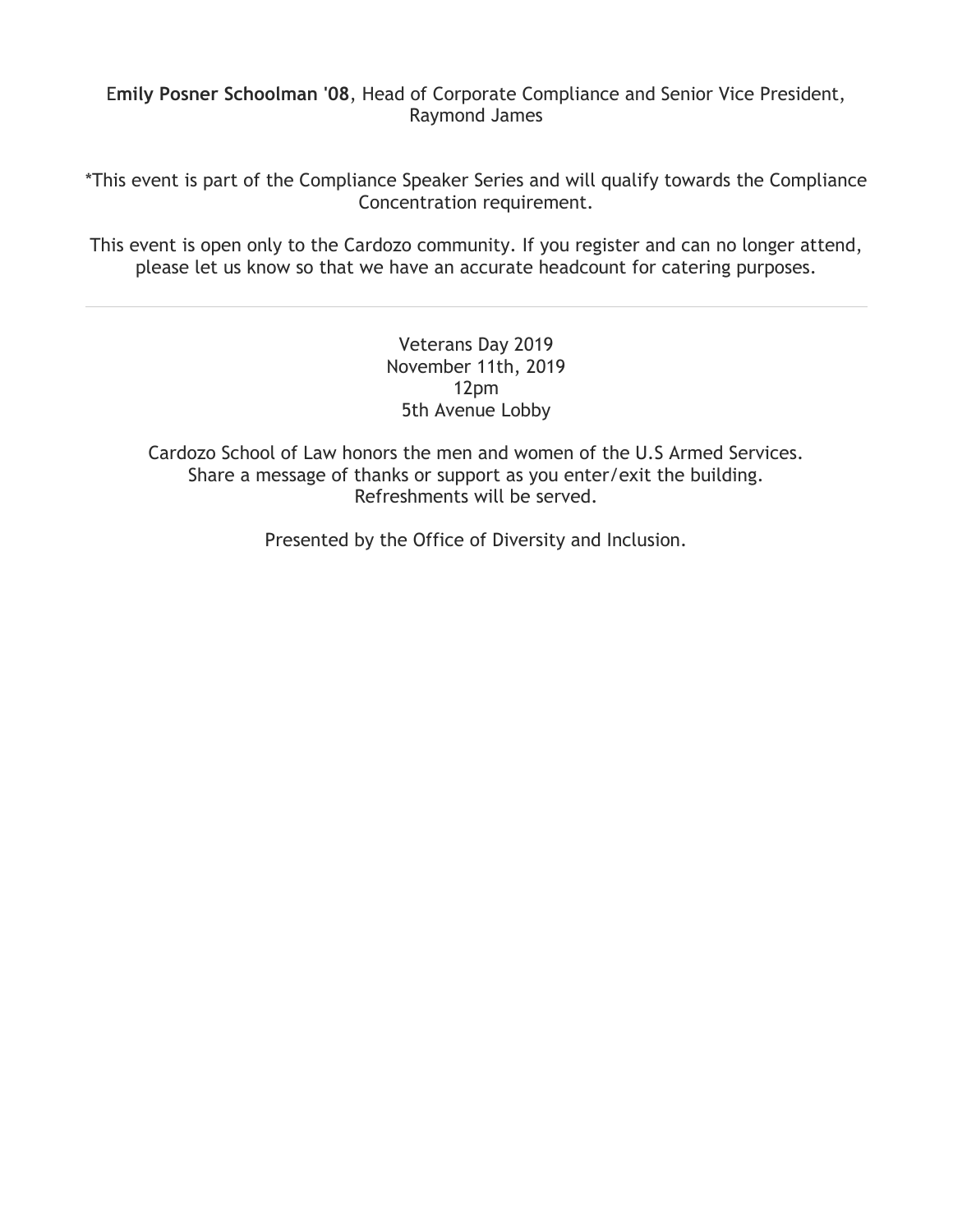**Emily Posner Schoolman '08**, Head of Corporate Compliance and Senior Vice President, Raymond James

*This event is part of the Compliance Speaker Series and will qualify towards the Compliance Concentration requirement.

This event is open only to the Cardozo community. If you register and can no longer attend, please let us know so that we have an accurate headcount for catering purposes.

---

Veterans Day 2019
November 11th, 2019
12pm
5th Avenue Lobby

Cardozo School of Law honors the men and women of the U.S Armed Services.
Share a message of thanks or support as you enter/exit the building.
Refreshments will be served.

Presented by the Office of Diversity and Inclusion.